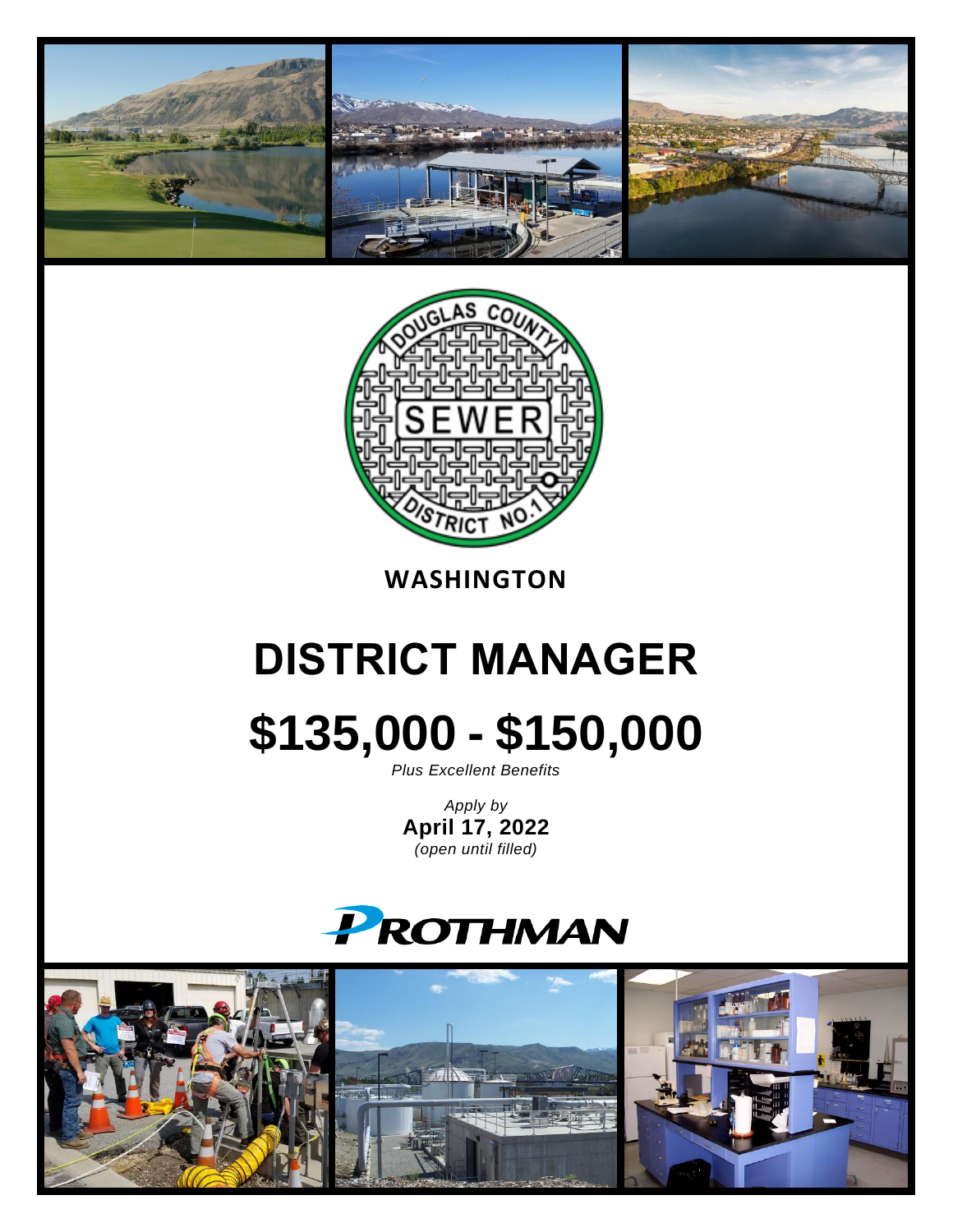**WASHINGTON**

# DISTRICT MANAGER

# $135,000 - $150,000

*Plus Excellent Benefits*

*Apply by*
**April 17, 2022**
*(open until filled)*

PROTHMAN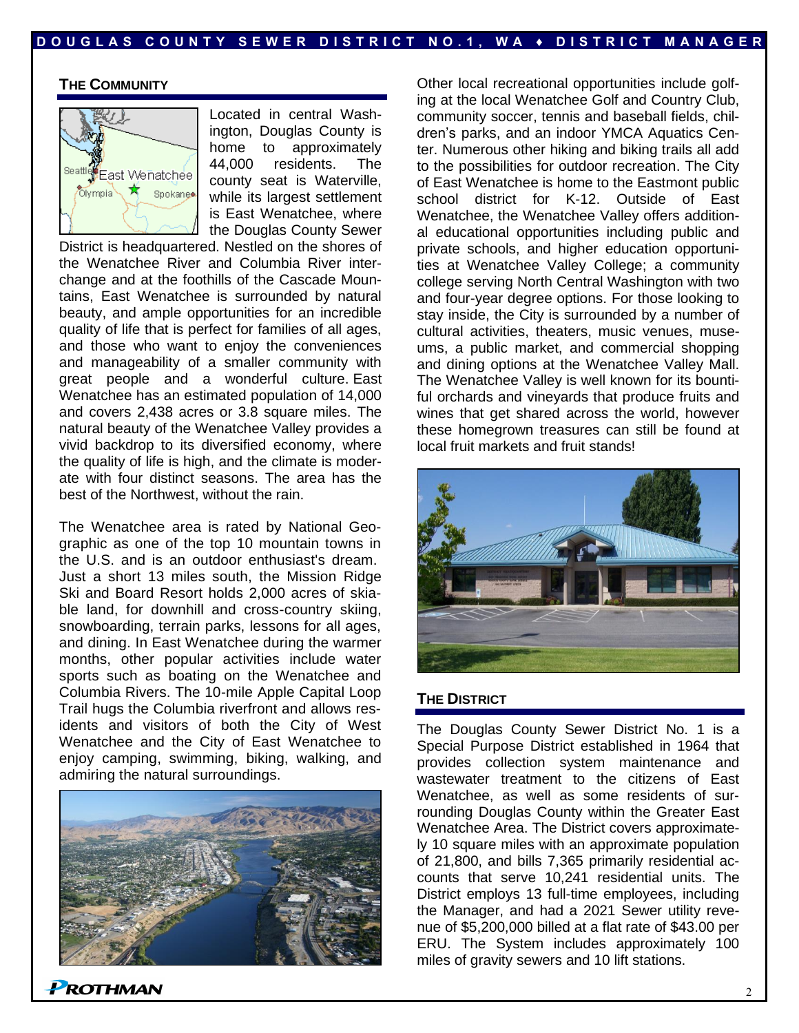## THE COMMUNITY

Located in central Washington, Douglas County is home to approximately 44,000 residents. The county seat is Waterville, while its largest settlement is East Wenatchee, where the Douglas County Sewer District is headquartered. Nestled on the shores of the Wenatchee River and Columbia River interchange and at the foothills of the Cascade Mountains, East Wenatchee is surrounded by natural beauty, and ample opportunities for an incredible quality of life that is perfect for families of all ages, and those who want to enjoy the conveniences and manageability of a smaller community with great people and a wonderful culture. East Wenatchee has an estimated population of 14,000 and covers 2,438 acres or 3.8 square miles. The natural beauty of the Wenatchee Valley provides a vivid backdrop to its diversified economy, where the quality of life is high, and the climate is moderate with four distinct seasons. The area has the best of the Northwest, without the rain.

The Wenatchee area is rated by National Geographic as one of the top 10 mountain towns in the U.S. and is an outdoor enthusiast's dream. Just a short 13 miles south, the Mission Ridge Ski and Board Resort holds 2,000 acres of skiable land, for downhill and cross-country skiing, snowboarding, terrain parks, lessons for all ages, and dining. In East Wenatchee during the warmer months, other popular activities include water sports such as boating on the Wenatchee and Columbia Rivers. The 10-mile Apple Capital Loop Trail hugs the Columbia riverfront and allows residents and visitors of both the City of West Wenatchee and the City of East Wenatchee to enjoy camping, swimming, biking, walking, and admiring the natural surroundings.

Other local recreational opportunities include golfing at the local Wenatchee Golf and Country Club, community soccer, tennis and baseball fields, children's parks, and an indoor YMCA Aquatics Center. Numerous other hiking and biking trails all add to the possibilities for outdoor recreation. The City of East Wenatchee is home to the Eastmont public school district for K-12. Outside of East Wenatchee, the Wenatchee Valley offers additional educational opportunities including public and private schools, and higher education opportunities at Wenatchee Valley College; a community college serving North Central Washington with two and four-year degree options. For those looking to stay inside, the City is surrounded by a number of cultural activities, theaters, music venues, museums, a public market, and commercial shopping and dining options at the Wenatchee Valley Mall. The Wenatchee Valley is well known for its bountiful orchards and vineyards that produce fruits and wines that get shared across the world, however these homegrown treasures can still be found at local fruit markets and fruit stands!

## THE DISTRICT

The Douglas County Sewer District No. 1 is a Special Purpose District established in 1964 that provides collection system maintenance and wastewater treatment to the citizens of East Wenatchee, as well as some residents of surrounding Douglas County within the Greater East Wenatchee Area. The District covers approximately 10 square miles with an approximate population of 21,800, and bills 7,365 primarily residential accounts that serve 10,241 residential units. The District employs 13 full-time employees, including the Manager, and had a 2021 Sewer utility revenue of $5,200,000 billed at a flat rate of $43.00 per ERU. The System includes approximately 100 miles of gravity sewers and 10 lift stations.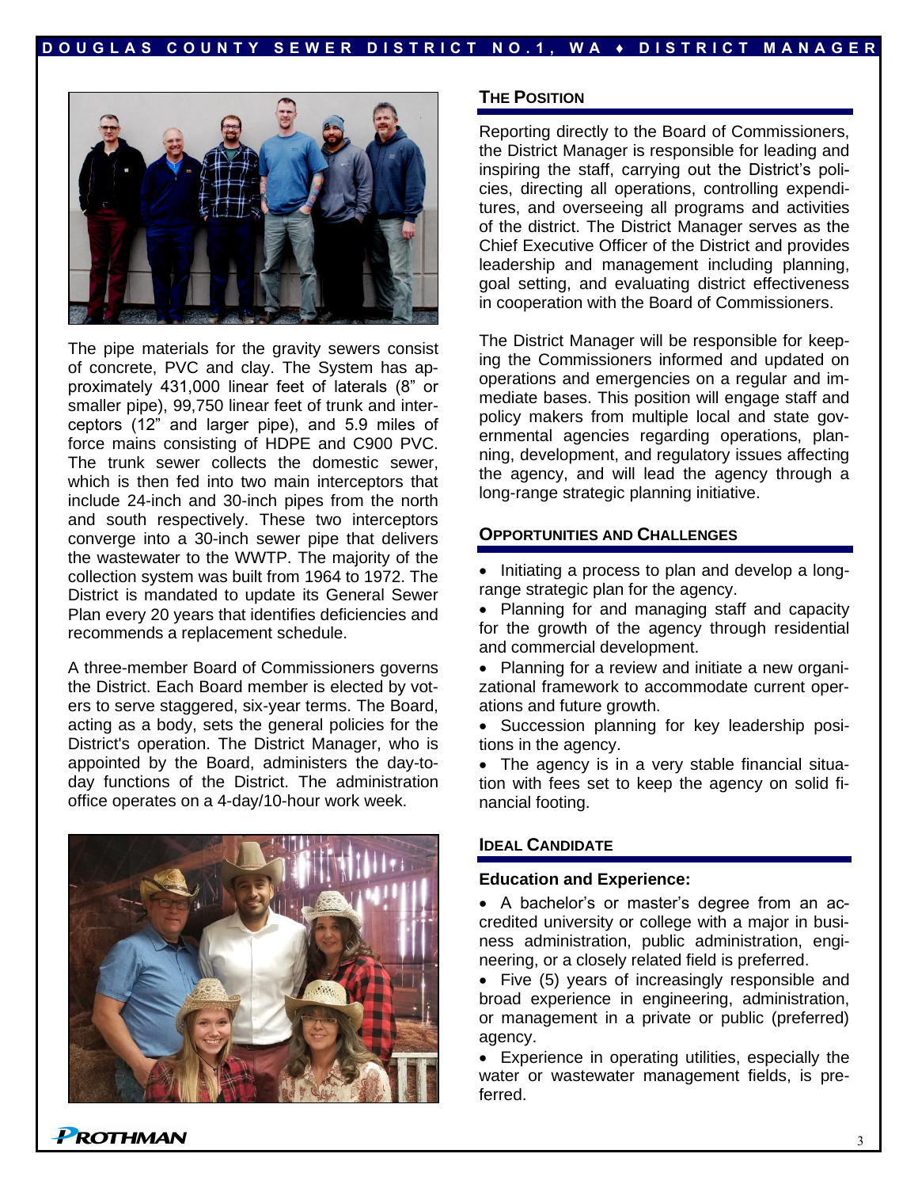The pipe materials for the gravity sewers consist of concrete, PVC and clay. The System has approximately 431,000 linear feet of laterals (8" or smaller pipe), 99,750 linear feet of trunk and interceptors (12" and larger pipe), and 5.9 miles of force mains consisting of HDPE and C900 PVC. The trunk sewer collects the domestic sewer, which is then fed into two main interceptors that include 24-inch and 30-inch pipes from the north and south respectively. These two interceptors converge into a 30-inch sewer pipe that delivers the wastewater to the WWTP. The majority of the collection system was built from 1964 to 1972. The District is mandated to update its General Sewer Plan every 20 years that identifies deficiencies and recommends a replacement schedule.

A three-member Board of Commissioners governs the District. Each Board member is elected by voters to serve staggered, six-year terms. The Board, acting as a body, sets the general policies for the District's operation. The District Manager, who is appointed by the Board, administers the day-to-day functions of the District. The administration office operates on a 4-day/10-hour work week.

## The Position

Reporting directly to the Board of Commissioners, the District Manager is responsible for leading and inspiring the staff, carrying out the District's policies, directing all operations, controlling expenditures, and overseeing all programs and activities of the district. The District Manager serves as the Chief Executive Officer of the District and provides leadership and management including planning, goal setting, and evaluating district effectiveness in cooperation with the Board of Commissioners.

The District Manager will be responsible for keeping the Commissioners informed and updated on operations and emergencies on a regular and immediate bases. This position will engage staff and policy makers from multiple local and state governmental agencies regarding operations, planning, development, and regulatory issues affecting the agency, and will lead the agency through a long-range strategic planning initiative.

## Opportunities and Challenges

- Initiating a process to plan and develop a long-range strategic plan for the agency.
- Planning for and managing staff and capacity for the growth of the agency through residential and commercial development.
- Planning for a review and initiate a new organizational framework to accommodate current operations and future growth.
- Succession planning for key leadership positions in the agency.
- The agency is in a very stable financial situation with fees set to keep the agency on solid financial footing.

## Ideal Candidate

**Education and Experience:**

- A bachelor's or master's degree from an accredited university or college with a major in business administration, public administration, engineering, or a closely related field is preferred.
- Five (5) years of increasingly responsible and broad experience in engineering, administration, or management in a private or public (preferred) agency.
- Experience in operating utilities, especially the water or wastewater management fields, is preferred.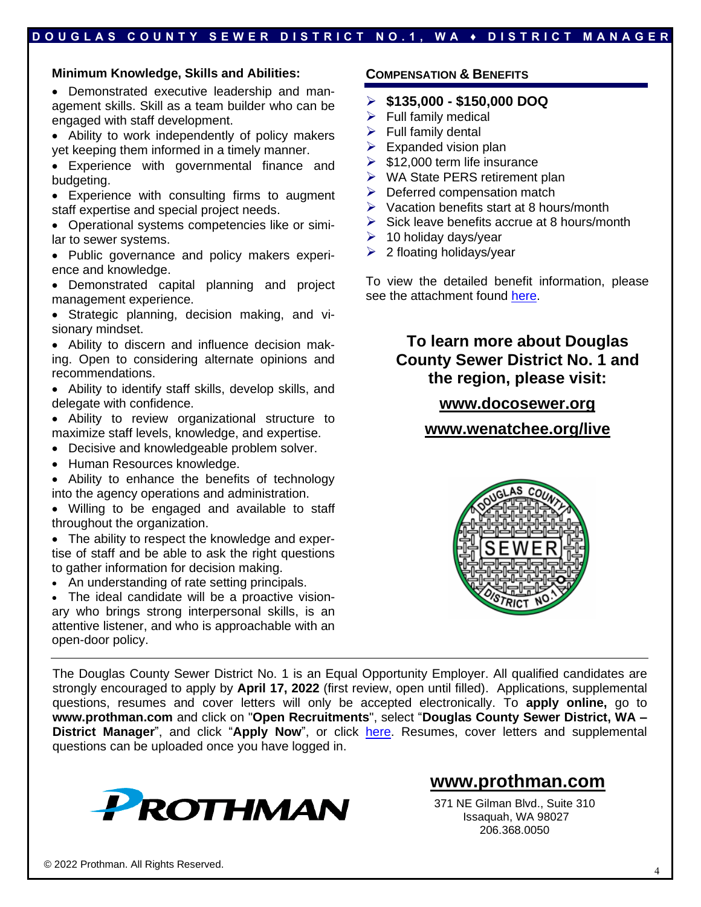### Minimum Knowledge, Skills and Abilities:

- Demonstrated executive leadership and management skills. Skill as a team builder who can be engaged with staff development.
- Ability to work independently of policy makers yet keeping them informed in a timely manner.
- Experience with governmental finance and budgeting.
- Experience with consulting firms to augment staff expertise and special project needs.
- Operational systems competencies like or similar to sewer systems.
- Public governance and policy makers experience and knowledge.
- Demonstrated capital planning and project management experience.
- Strategic planning, decision making, and visionary mindset.
- Ability to discern and influence decision making. Open to considering alternate opinions and recommendations.
- Ability to identify staff skills, develop skills, and delegate with confidence.
- Ability to review organizational structure to maximize staff levels, knowledge, and expertise.
- Decisive and knowledgeable problem solver.
- Human Resources knowledge.
- Ability to enhance the benefits of technology into the agency operations and administration.
- Willing to be engaged and available to staff throughout the organization.
- The ability to respect the knowledge and expertise of staff and be able to ask the right questions to gather information for decision making.
- An understanding of rate setting principals.
- The ideal candidate will be a proactive visionary who brings strong interpersonal skills, is an attentive listener, and who is approachable with an open-door policy.

### Compensation & Benefits

- **$135,000 - $150,000 DOQ**
- Full family medical
- Full family dental
- Expanded vision plan
- $12,000 term life insurance
- WA State PERS retirement plan
- Deferred compensation match
- Vacation benefits start at 8 hours/month
- Sick leave benefits accrue at 8 hours/month
- 10 holiday days/year
- 2 floating holidays/year

To view the detailed benefit information, please see the attachment found here.

**To learn more about Douglas County Sewer District No. 1 and the region, please visit:**

**www.docosewer.org**

**www.wenatchee.org/live**

The Douglas County Sewer District No. 1 is an Equal Opportunity Employer. All qualified candidates are strongly encouraged to apply by **April 17, 2022** (first review, open until filled). Applications, supplemental questions, resumes and cover letters will only be accepted electronically. To **apply online,** go to **www.prothman.com** and click on "**Open Recruitments**", select "**Douglas County Sewer District, WA – District Manager**", and click "**Apply Now**", or click here. Resumes, cover letters and supplemental questions can be uploaded once you have logged in.

PROTHMAN

**www.prothman.com**

371 NE Gilman Blvd., Suite 310
Issaquah, WA 98027
206.368.0050

© 2022 Prothman. All Rights Reserved.